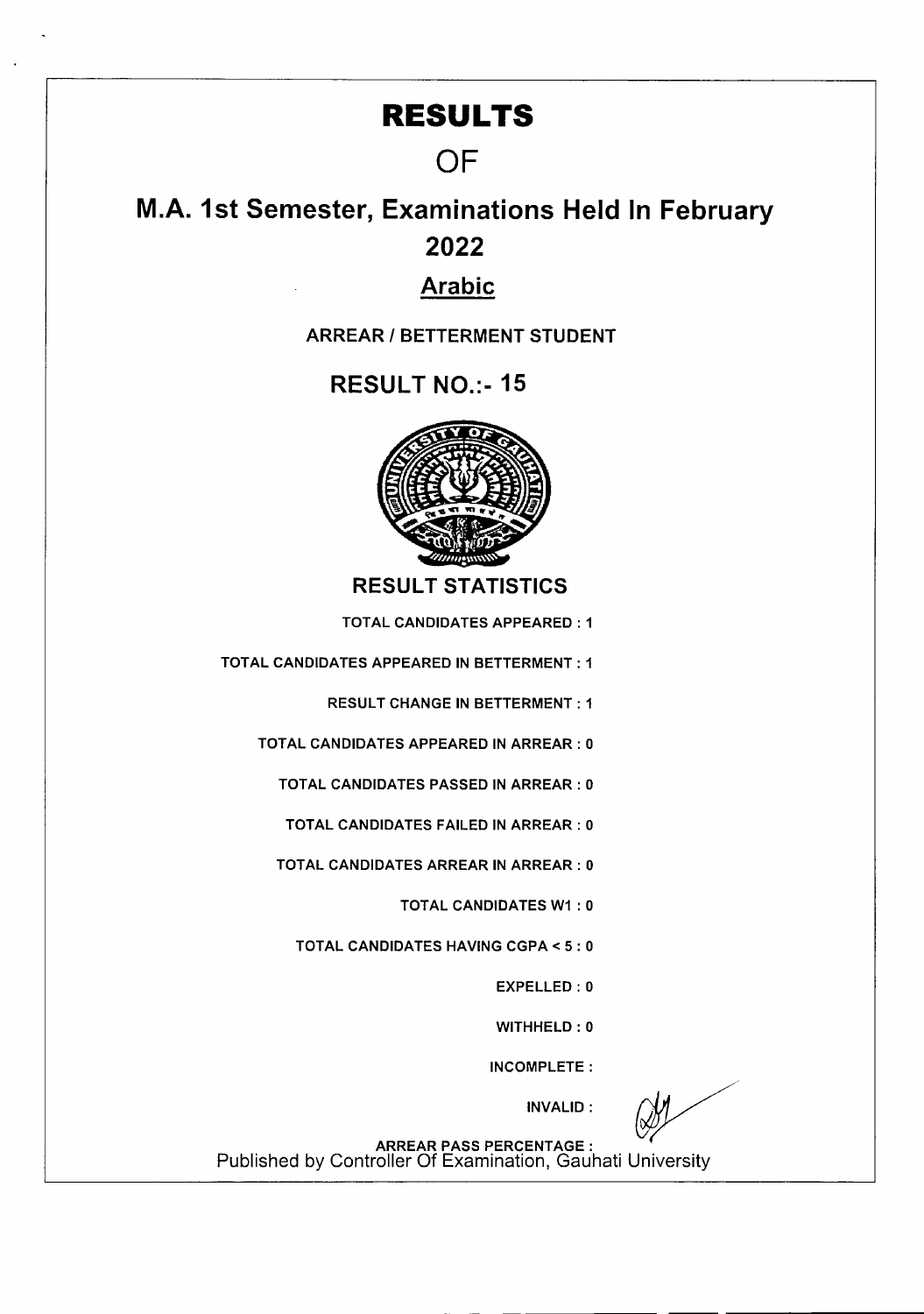# RESULTS

## OF

## M.A. 1st Semester, Examinations Held In February 2022

### Arabic

**ARREAR / BETTERMENT STUDENT**

## RESULT NO.:- 15

### RESULT STATISTICS

TOTAL CANDIDATES APPEARED : 1

TOTAL CANDIDATES APPEARED IN BETTERMENT : 1

RESULT CHANGE IN BETTERMENT : 1

TOTAL CANDIDATES APPEARED IN ARREAR : 0

TOTAL CANDIDATES PASSED IN ARREAR : 0

TOTAL CANDIDATES FAILED IN ARREAR : 0

TOTAL CANDIDATES ARREAR IN ARREAR : 0

TOTAL CANDIDATES W1 : 0

TOTAL CANDIDATES HAVING CGPA < 5 : 0

EXPELLED : 0

WITHHELD : 0

INCOMPLETE :

INVALID :

ARREAR PASS PERCENTAGE :

Published by Controller Of Examination, Gauhati University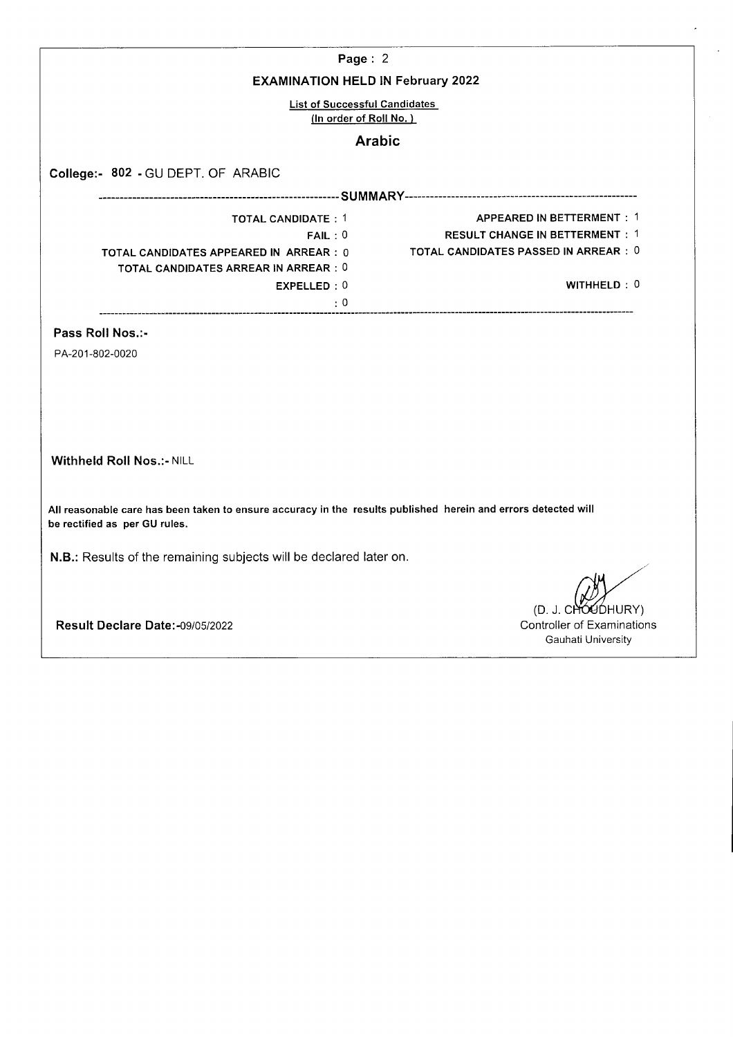**EXAMINATION HELD IN February 2022**

List of Successful Candidates
(In order of Roll No.)

## Arabic

**College:- 802 - GU DEPT. OF ARABIC**

**SUMMARY**

| | | | |
|---|---|---|---|
| TOTAL CANDIDATE : | 1 | APPEARED IN BETTERMENT : | 1 |
| FAIL : | 0 | RESULT CHANGE IN BETTERMENT : | 1 |
| TOTAL CANDIDATES APPEARED IN ARREAR : | 0 | TOTAL CANDIDATES PASSED IN ARREAR : | 0 |
| TOTAL CANDIDATES ARREAR IN ARREAR : | 0 | | |
| EXPELLED : | 0 | WITHHELD : | 0 |
| : | 0 | | |

**Pass Roll Nos.:-**

PA-201-802-0020

**Withheld Roll Nos.:-** NILL

**All reasonable care has been taken to ensure accuracy in the results published herein and errors detected will be rectified as per GU rules.**

**N.B.:** Results of the remaining subjects will be declared later on.

**Result Declare Date:-**09/05/2022

(D. J. CHOUDHURY)
Controller of Examinations
Gauhati University